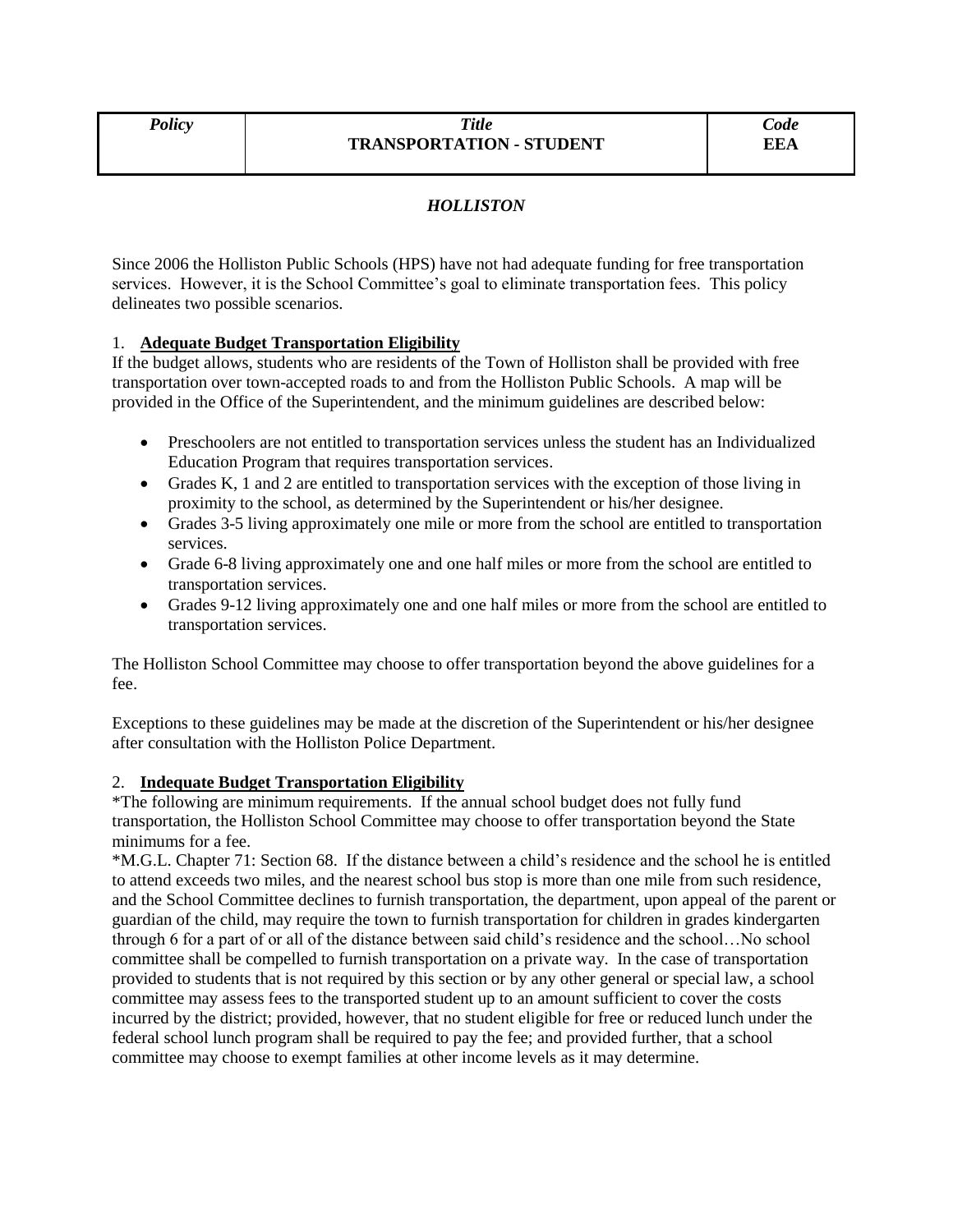| *Policy* | ***Title*** **TRANSPORTATION - STUDENT** | ***Code*** **EEA** |
|---|---|---|

***HOLLISTON***

Since 2006 the Holliston Public Schools (HPS) have not had adequate funding for free transportation services. However, it is the School Committee's goal to eliminate transportation fees. This policy delineates two possible scenarios.

1. **Adequate Budget Transportation Eligibility**

If the budget allows, students who are residents of the Town of Holliston shall be provided with free transportation over town-accepted roads to and from the Holliston Public Schools. A map will be provided in the Office of the Superintendent, and the minimum guidelines are described below:

- Preschoolers are not entitled to transportation services unless the student has an Individualized Education Program that requires transportation services.
- Grades K, 1 and 2 are entitled to transportation services with the exception of those living in proximity to the school, as determined by the Superintendent or his/her designee.
- Grades 3-5 living approximately one mile or more from the school are entitled to transportation services.
- Grade 6-8 living approximately one and one half miles or more from the school are entitled to transportation services.
- Grades 9-12 living approximately one and one half miles or more from the school are entitled to transportation services.

The Holliston School Committee may choose to offer transportation beyond the above guidelines for a fee.

Exceptions to these guidelines may be made at the discretion of the Superintendent or his/her designee after consultation with the Holliston Police Department.

2. **Indequate Budget Transportation Eligibility**

*The following are minimum requirements. If the annual school budget does not fully fund transportation, the Holliston School Committee may choose to offer transportation beyond the State minimums for a fee.

*M.G.L. Chapter 71: Section 68. If the distance between a child's residence and the school he is entitled to attend exceeds two miles, and the nearest school bus stop is more than one mile from such residence, and the School Committee declines to furnish transportation, the department, upon appeal of the parent or guardian of the child, may require the town to furnish transportation for children in grades kindergarten through 6 for a part of or all of the distance between said child's residence and the school…No school committee shall be compelled to furnish transportation on a private way. In the case of transportation provided to students that is not required by this section or by any other general or special law, a school committee may assess fees to the transported student up to an amount sufficient to cover the costs incurred by the district; provided, however, that no student eligible for free or reduced lunch under the federal school lunch program shall be required to pay the fee; and provided further, that a school committee may choose to exempt families at other income levels as it may determine.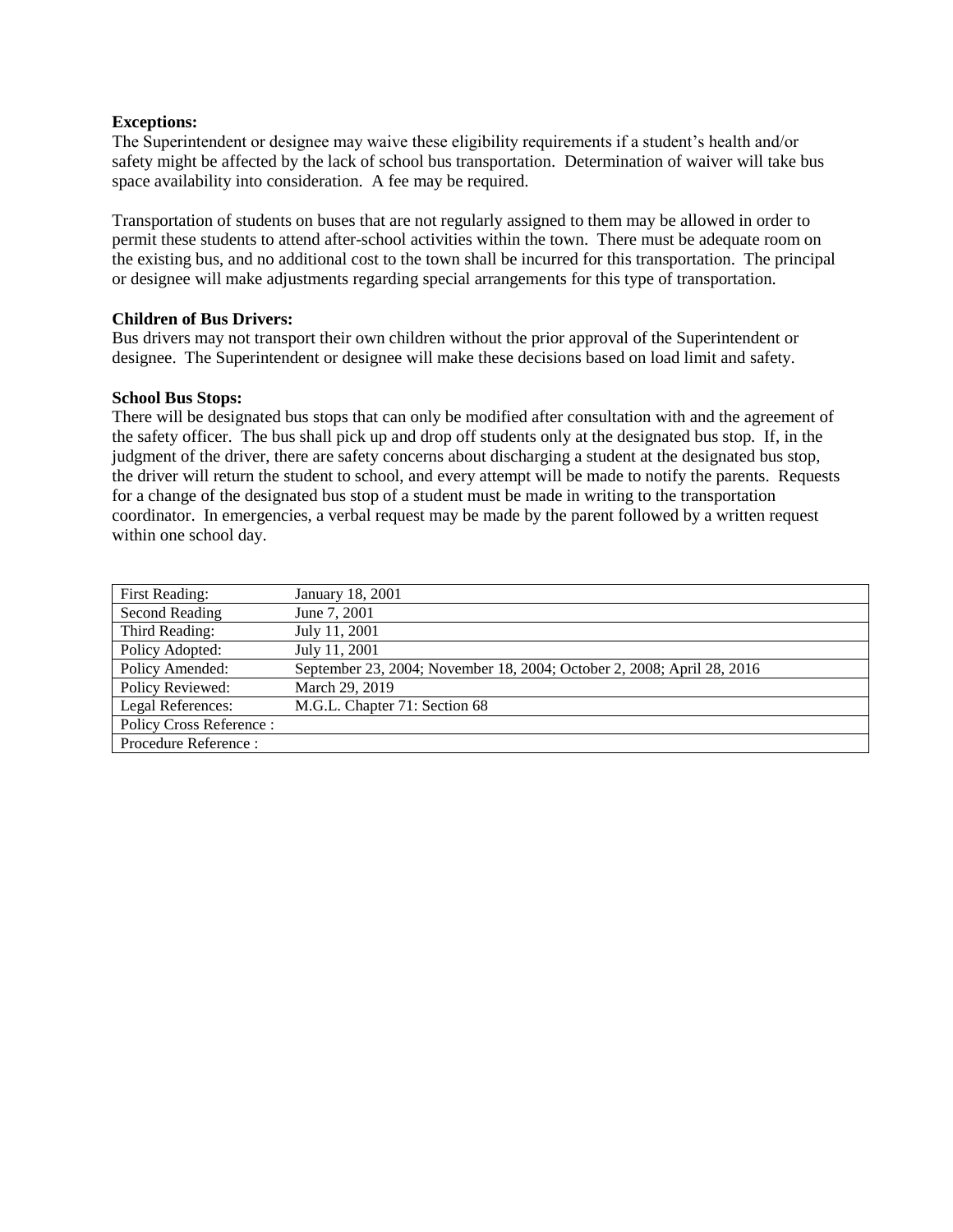**Exceptions:**
The Superintendent or designee may waive these eligibility requirements if a student's health and/or safety might be affected by the lack of school bus transportation. Determination of waiver will take bus space availability into consideration. A fee may be required.

Transportation of students on buses that are not regularly assigned to them may be allowed in order to permit these students to attend after-school activities within the town. There must be adequate room on the existing bus, and no additional cost to the town shall be incurred for this transportation. The principal or designee will make adjustments regarding special arrangements for this type of transportation.

**Children of Bus Drivers:**
Bus drivers may not transport their own children without the prior approval of the Superintendent or designee. The Superintendent or designee will make these decisions based on load limit and safety.

**School Bus Stops:**
There will be designated bus stops that can only be modified after consultation with and the agreement of the safety officer. The bus shall pick up and drop off students only at the designated bus stop. If, in the judgment of the driver, there are safety concerns about discharging a student at the designated bus stop, the driver will return the student to school, and every attempt will be made to notify the parents. Requests for a change of the designated bus stop of a student must be made in writing to the transportation coordinator. In emergencies, a verbal request may be made by the parent followed by a written request within one school day.

| | |
|---|---|
| First Reading: | January 18, 2001 |
| Second Reading | June 7, 2001 |
| Third Reading: | July 11, 2001 |
| Policy Adopted: | July 11, 2001 |
| Policy Amended: | September 23, 2004; November 18, 2004; October 2, 2008; April 28, 2016 |
| Policy Reviewed: | March 29, 2019 |
| Legal References: | M.G.L. Chapter 71: Section 68 |
| Policy Cross Reference : | |
| Procedure Reference : | |